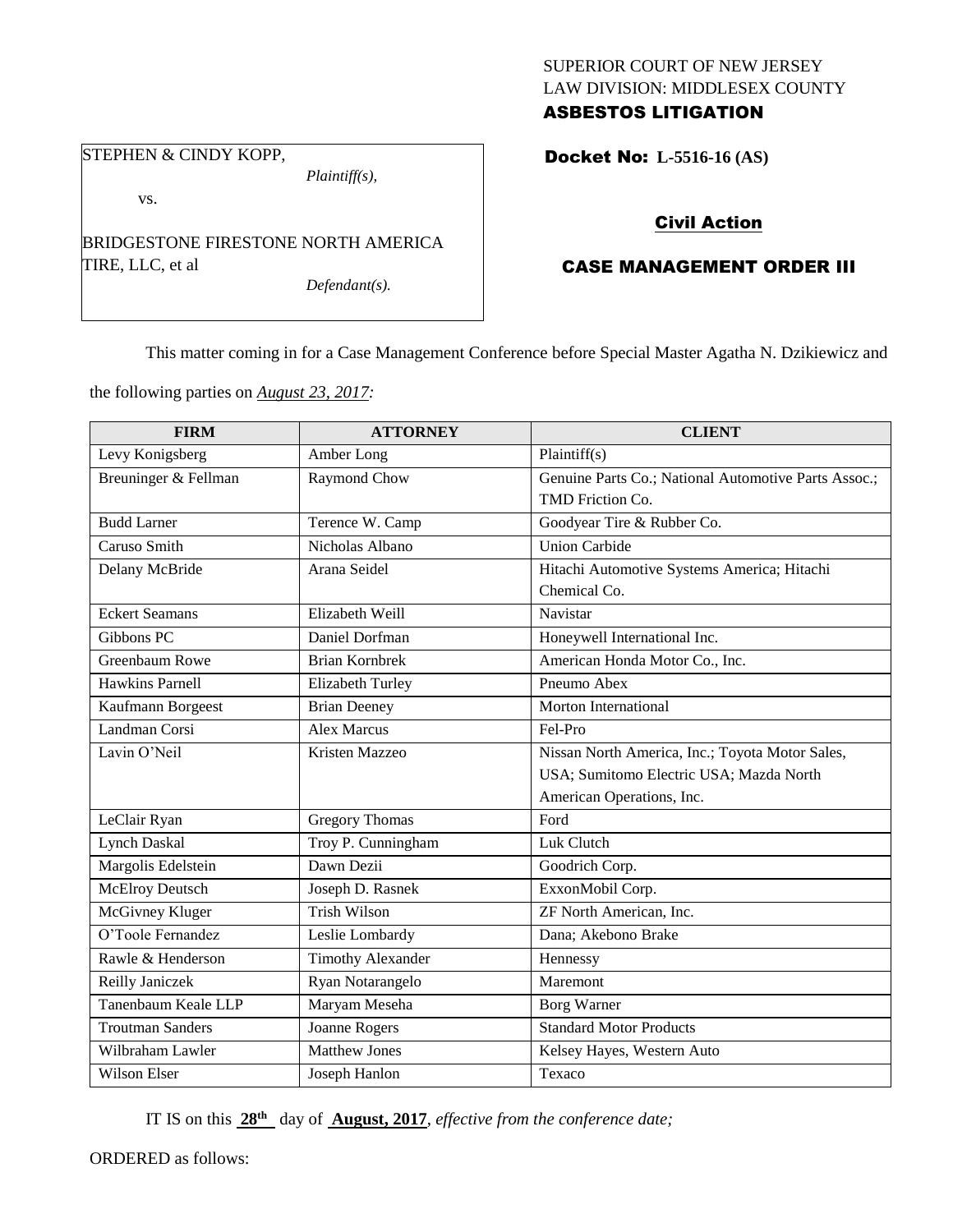SUPERIOR COURT OF NEW JERSEY
LAW DIVISION: MIDDLESEX COUNTY
**ASBESTOS LITIGATION**

STEPHEN & CINDY KOPP,
*Plaintiff(s),*

vs.

BRIDGESTONE FIRESTONE NORTH AMERICA TIRE, LLC, et al
*Defendant(s).*

**Docket No: L-5516-16 (AS)**

**Civil Action**

**CASE MANAGEMENT ORDER III**

This matter coming in for a Case Management Conference before Special Master Agatha N. Dzikiewicz and the following parties on *August 23, 2017:*

| FIRM | ATTORNEY | CLIENT |
|---|---|---|
| Levy Konigsberg | Amber Long | Plaintiff(s) |
| Breuninger & Fellman | Raymond Chow | Genuine Parts Co.; National Automotive Parts Assoc.; TMD Friction Co. |
| Budd Larner | Terence W. Camp | Goodyear Tire & Rubber Co. |
| Caruso Smith | Nicholas Albano | Union Carbide |
| Delany McBride | Arana Seidel | Hitachi Automotive Systems America; Hitachi Chemical Co. |
| Eckert Seamans | Elizabeth Weill | Navistar |
| Gibbons PC | Daniel Dorfman | Honeywell International Inc. |
| Greenbaum Rowe | Brian Kornbrek | American Honda Motor Co., Inc. |
| Hawkins Parnell | Elizabeth Turley | Pneumo Abex |
| Kaufmann Borgeest | Brian Deeney | Morton International |
| Landman Corsi | Alex Marcus | Fel-Pro |
| Lavin O'Neil | Kristen Mazzeo | Nissan North America, Inc.; Toyota Motor Sales, USA; Sumitomo Electric USA; Mazda North American Operations, Inc. |
| LeClair Ryan | Gregory Thomas | Ford |
| Lynch Daskal | Troy P. Cunningham | Luk Clutch |
| Margolis Edelstein | Dawn Dezii | Goodrich Corp. |
| McElroy Deutsch | Joseph D. Rasnek | ExxonMobil Corp. |
| McGivney Kluger | Trish Wilson | ZF North American, Inc. |
| O'Toole Fernandez | Leslie Lombardy | Dana; Akebono Brake |
| Rawle & Henderson | Timothy Alexander | Hennessy |
| Reilly Janiczek | Ryan Notarangelo | Maremont |
| Tanenbaum Keale LLP | Maryam Meseha | Borg Warner |
| Troutman Sanders | Joanne Rogers | Standard Motor Products |
| Wilbraham Lawler | Matthew Jones | Kelsey Hayes, Western Auto |
| Wilson Elser | Joseph Hanlon | Texaco |

IT IS on this **28th** day of **August, 2017**, *effective from the conference date;*

ORDERED as follows: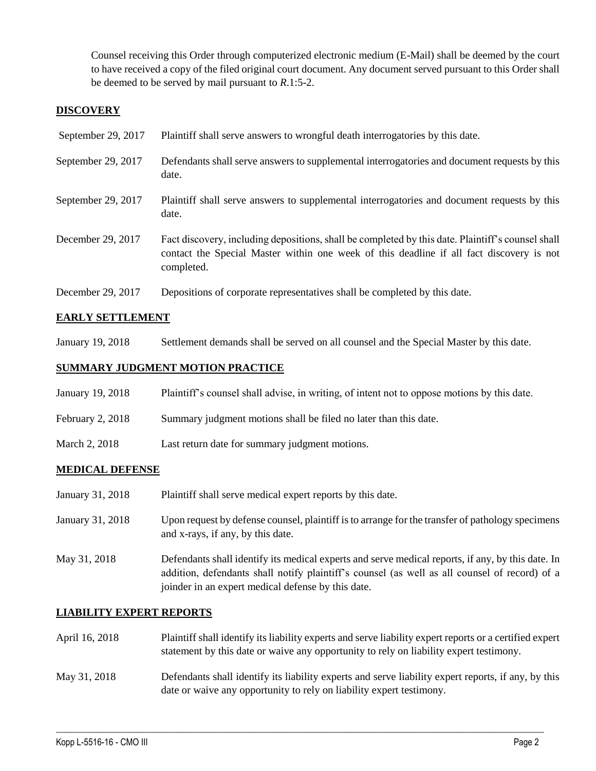Counsel receiving this Order through computerized electronic medium (E-Mail) shall be deemed by the court to have received a copy of the filed original court document. Any document served pursuant to this Order shall be deemed to be served by mail pursuant to *R*.1:5-2.

## DISCOVERY

| | |
|---|---|
| September 29, 2017 | Plaintiff shall serve answers to wrongful death interrogatories by this date. |
| September 29, 2017 | Defendants shall serve answers to supplemental interrogatories and document requests by this date. |
| September 29, 2017 | Plaintiff shall serve answers to supplemental interrogatories and document requests by this date. |
| December 29, 2017 | Fact discovery, including depositions, shall be completed by this date. Plaintiff's counsel shall contact the Special Master within one week of this deadline if all fact discovery is not completed. |
| December 29, 2017 | Depositions of corporate representatives shall be completed by this date. |

## EARLY SETTLEMENT

| | |
|---|---|
| January 19, 2018 | Settlement demands shall be served on all counsel and the Special Master by this date. |

## SUMMARY JUDGMENT MOTION PRACTICE

| | |
|---|---|
| January 19, 2018 | Plaintiff's counsel shall advise, in writing, of intent not to oppose motions by this date. |
| February 2, 2018 | Summary judgment motions shall be filed no later than this date. |
| March 2, 2018 | Last return date for summary judgment motions. |

## MEDICAL DEFENSE

| | |
|---|---|
| January 31, 2018 | Plaintiff shall serve medical expert reports by this date. |
| January 31, 2018 | Upon request by defense counsel, plaintiff is to arrange for the transfer of pathology specimens and x-rays, if any, by this date. |
| May 31, 2018 | Defendants shall identify its medical experts and serve medical reports, if any, by this date. In addition, defendants shall notify plaintiff's counsel (as well as all counsel of record) of a joinder in an expert medical defense by this date. |

## LIABILITY EXPERT REPORTS

| | |
|---|---|
| April 16, 2018 | Plaintiff shall identify its liability experts and serve liability expert reports or a certified expert statement by this date or waive any opportunity to rely on liability expert testimony. |
| May 31, 2018 | Defendants shall identify its liability experts and serve liability expert reports, if any, by this date or waive any opportunity to rely on liability expert testimony. |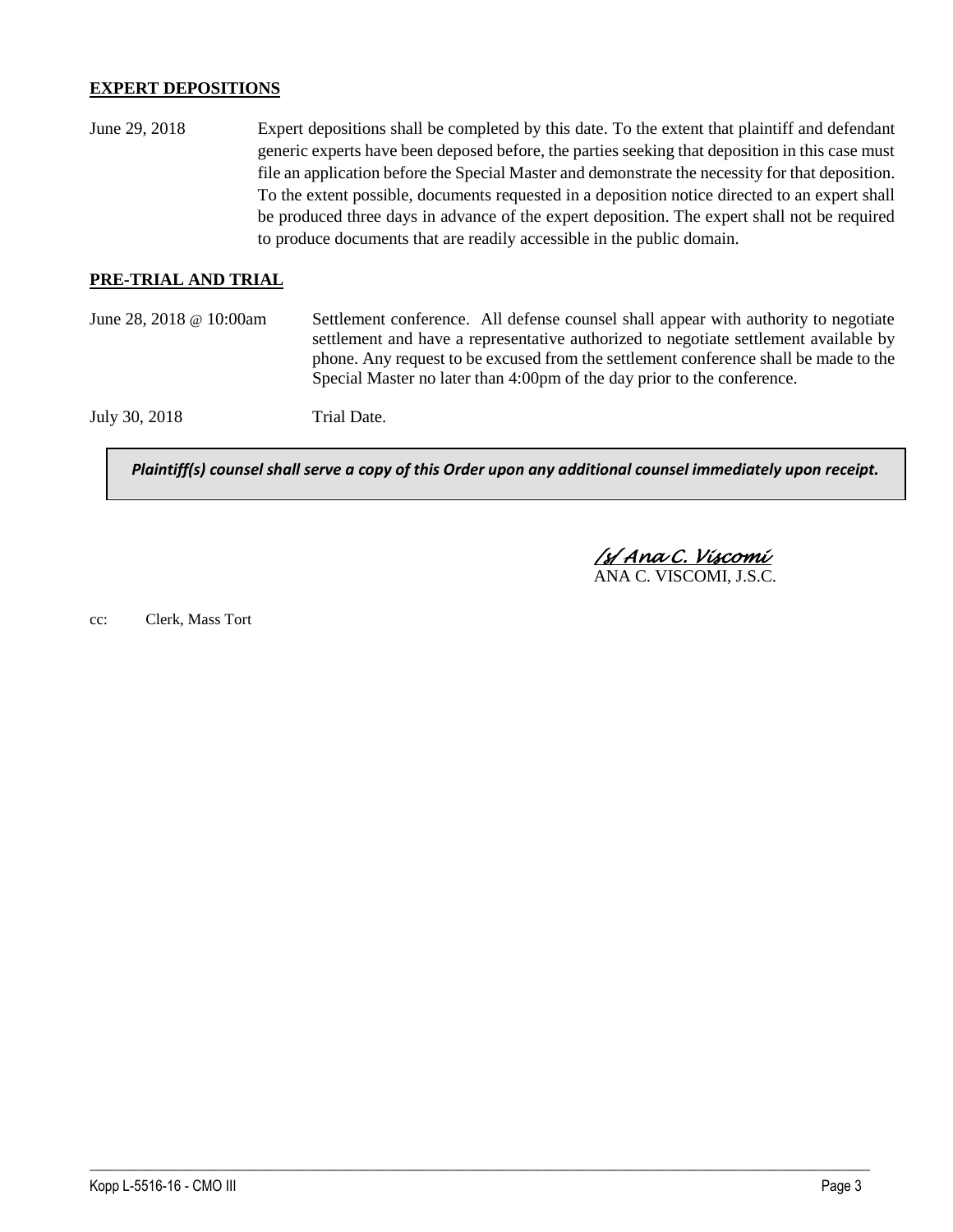**EXPERT DEPOSITIONS**

June 29, 2018 — Expert depositions shall be completed by this date. To the extent that plaintiff and defendant generic experts have been deposed before, the parties seeking that deposition in this case must file an application before the Special Master and demonstrate the necessity for that deposition. To the extent possible, documents requested in a deposition notice directed to an expert shall be produced three days in advance of the expert deposition. The expert shall not be required to produce documents that are readily accessible in the public domain.

**PRE-TRIAL AND TRIAL**

June 28, 2018 @ 10:00am — Settlement conference. All defense counsel shall appear with authority to negotiate settlement and have a representative authorized to negotiate settlement available by phone. Any request to be excused from the settlement conference shall be made to the Special Master no later than 4:00pm of the day prior to the conference.

July 30, 2018 — Trial Date.

***Plaintiff(s) counsel shall serve a copy of this Order upon any additional counsel immediately upon receipt.***

*/s/ Ana C. Viscomi*
ANA C. VISCOMI, J.S.C.

cc: Clerk, Mass Tort